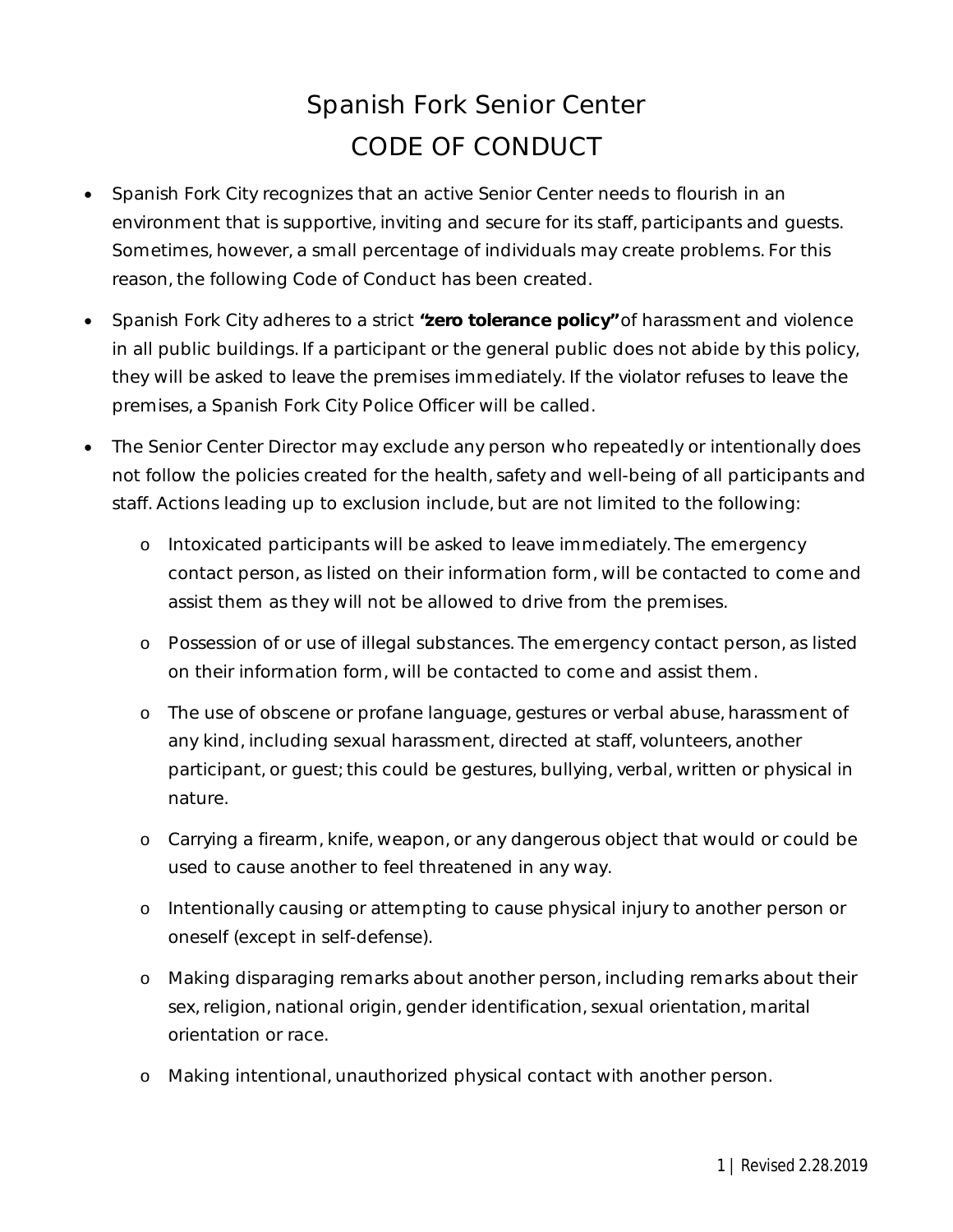# Spanish Fork Senior Center
# CODE OF CONDUCT

- Spanish Fork City recognizes that an active Senior Center needs to flourish in an environment that is supportive, inviting and secure for its staff, participants and guests. Sometimes, however, a small percentage of individuals may create problems. For this reason, the following Code of Conduct has been created.
- Spanish Fork City adheres to a strict **"zero tolerance policy"** of harassment and violence in all public buildings. If a participant or the general public does not abide by this policy, they will be asked to leave the premises immediately. If the violator refuses to leave the premises, a Spanish Fork City Police Officer will be called.
- The Senior Center Director may exclude any person who repeatedly or intentionally does not follow the policies created for the health, safety and well-being of all participants and staff. Actions leading up to exclusion include, but are not limited to the following:
    - Intoxicated participants will be asked to leave immediately. The emergency contact person, as listed on their information form, will be contacted to come and assist them as they will not be allowed to drive from the premises.
    - Possession of or use of illegal substances. The emergency contact person, as listed on their information form, will be contacted to come and assist them.
    - The use of obscene or profane language, gestures or verbal abuse, harassment of any kind, including sexual harassment, directed at staff, volunteers, another participant, or guest; this could be gestures, bullying, verbal, written or physical in nature.
    - Carrying a firearm, knife, weapon, or any dangerous object that would or could be used to cause another to feel threatened in any way.
    - Intentionally causing or attempting to cause physical injury to another person or oneself (except in self-defense).
    - Making disparaging remarks about another person, including remarks about their sex, religion, national origin, gender identification, sexual orientation, marital orientation or race.
    - Making intentional, unauthorized physical contact with another person.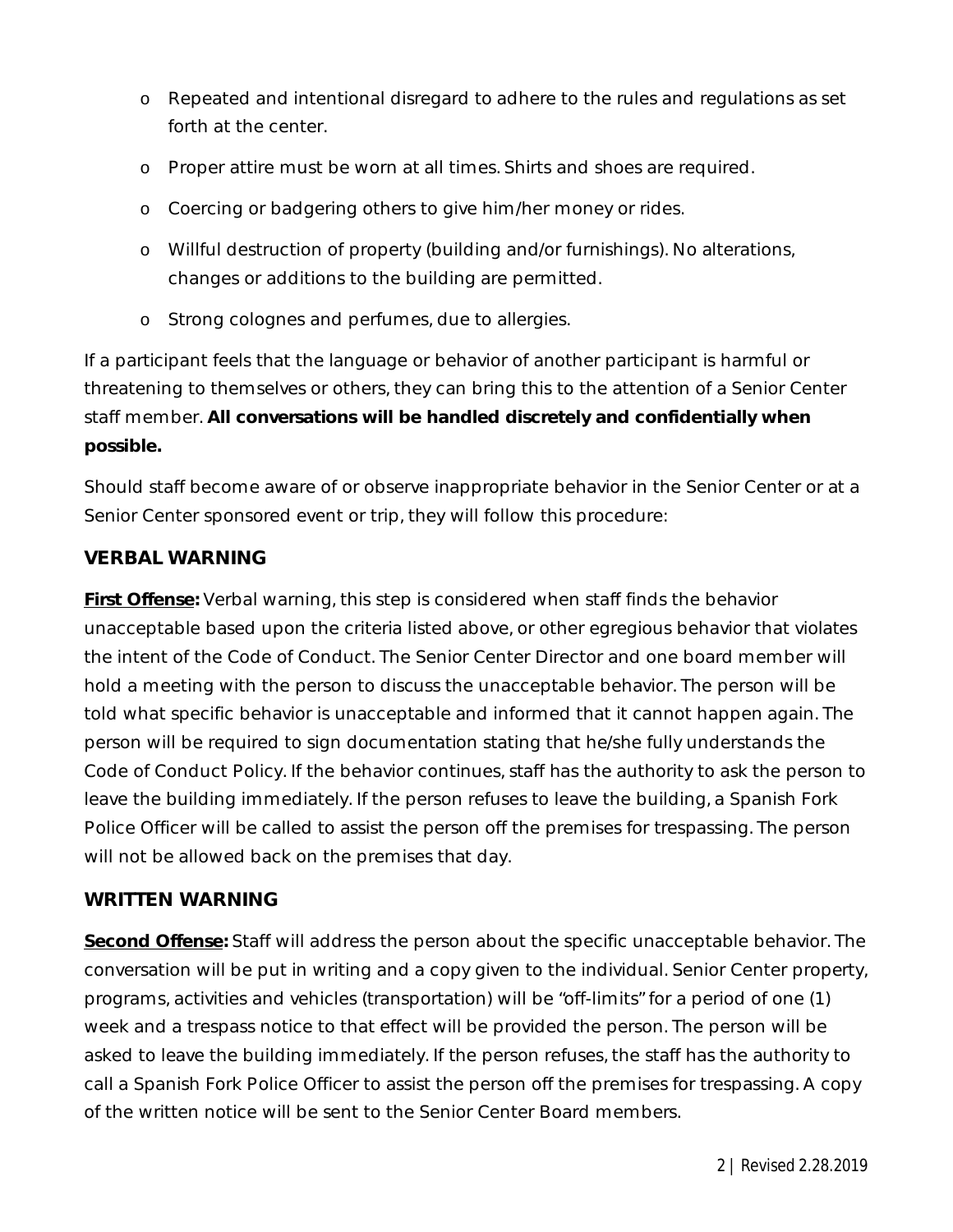- Repeated and intentional disregard to adhere to the rules and regulations as set forth at the center.
- Proper attire must be worn at all times. Shirts and shoes are required.
- Coercing or badgering others to give him/her money or rides.
- Willful destruction of property (building and/or furnishings). No alterations, changes or additions to the building are permitted.
- Strong colognes and perfumes, due to allergies.

If a participant feels that the language or behavior of another participant is harmful or threatening to themselves or others, they can bring this to the attention of a Senior Center staff member. **All conversations will be handled discretely and confidentially when possible.**

Should staff become aware of or observe inappropriate behavior in the Senior Center or at a Senior Center sponsored event or trip, they will follow this procedure:

## VERBAL WARNING

**First Offense:** Verbal warning, this step is considered when staff finds the behavior unacceptable based upon the criteria listed above, or other egregious behavior that violates the intent of the Code of Conduct. The Senior Center Director and one board member will hold a meeting with the person to discuss the unacceptable behavior. The person will be told what specific behavior is unacceptable and informed that it cannot happen again. The person will be required to sign documentation stating that he/she fully understands the Code of Conduct Policy. If the behavior continues, staff has the authority to ask the person to leave the building immediately. If the person refuses to leave the building, a Spanish Fork Police Officer will be called to assist the person off the premises for trespassing. The person will not be allowed back on the premises that day.

## WRITTEN WARNING

**Second Offense:** Staff will address the person about the specific unacceptable behavior. The conversation will be put in writing and a copy given to the individual. Senior Center property, programs, activities and vehicles (transportation) will be "off-limits" for a period of one (1) week and a trespass notice to that effect will be provided the person. The person will be asked to leave the building immediately. If the person refuses, the staff has the authority to call a Spanish Fork Police Officer to assist the person off the premises for trespassing. A copy of the written notice will be sent to the Senior Center Board members.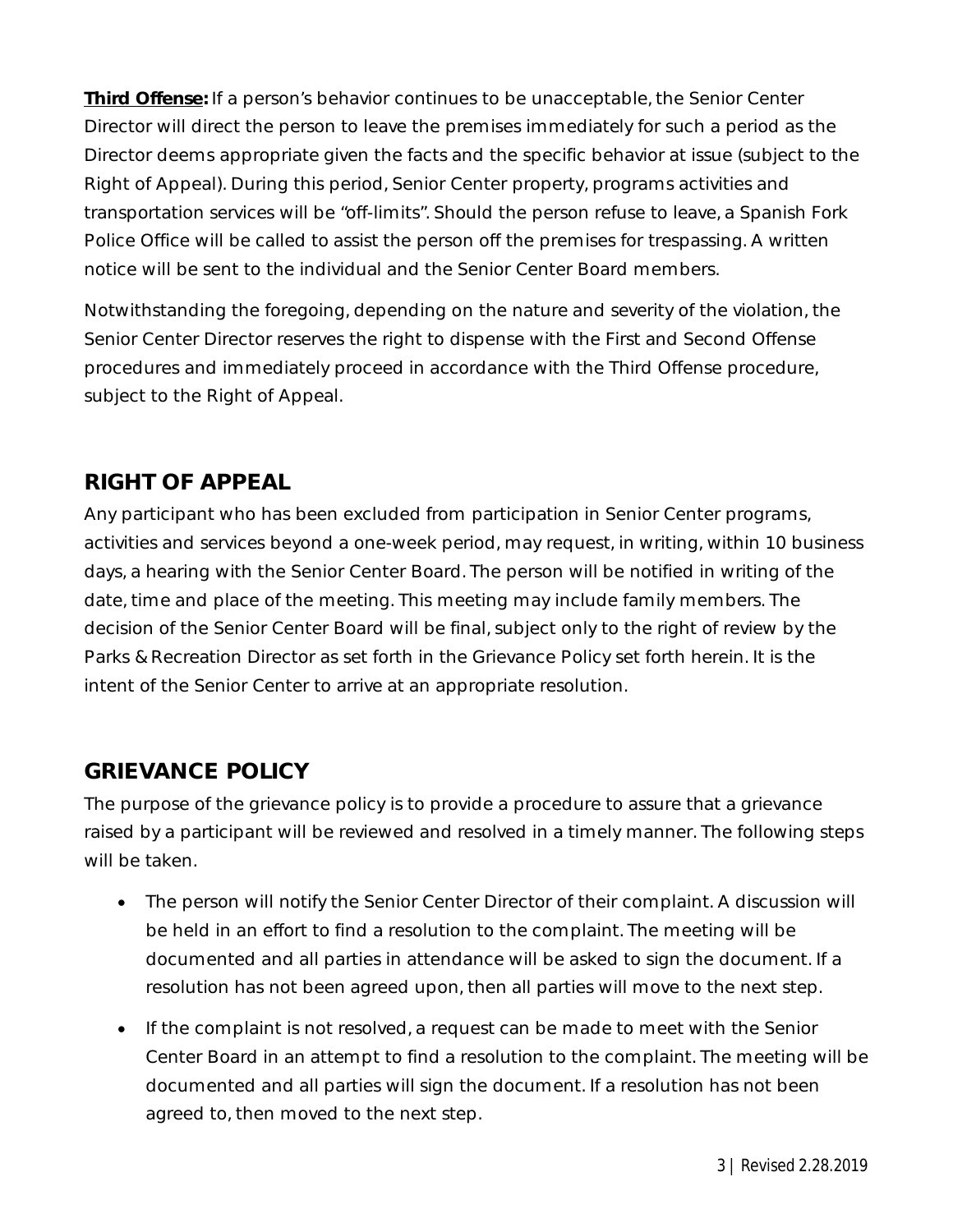**Third Offense:** If a person's behavior continues to be unacceptable, the Senior Center Director will direct the person to leave the premises immediately for such a period as the Director deems appropriate given the facts and the specific behavior at issue (subject to the Right of Appeal). During this period, Senior Center property, programs activities and transportation services will be "off-limits". Should the person refuse to leave, a Spanish Fork Police Office will be called to assist the person off the premises for trespassing. A written notice will be sent to the individual and the Senior Center Board members.

Notwithstanding the foregoing, depending on the nature and severity of the violation, the Senior Center Director reserves the right to dispense with the First and Second Offense procedures and immediately proceed in accordance with the Third Offense procedure, subject to the Right of Appeal.

## RIGHT OF APPEAL

Any participant who has been excluded from participation in Senior Center programs, activities and services beyond a one-week period, may request, in writing, within 10 business days, a hearing with the Senior Center Board. The person will be notified in writing of the date, time and place of the meeting. This meeting may include family members. The decision of the Senior Center Board will be final, subject only to the right of review by the Parks & Recreation Director as set forth in the Grievance Policy set forth herein. It is the intent of the Senior Center to arrive at an appropriate resolution.

## GRIEVANCE POLICY

The purpose of the grievance policy is to provide a procedure to assure that a grievance raised by a participant will be reviewed and resolved in a timely manner. The following steps will be taken.

- The person will notify the Senior Center Director of their complaint. A discussion will be held in an effort to find a resolution to the complaint. The meeting will be documented and all parties in attendance will be asked to sign the document. If a resolution has not been agreed upon, then all parties will move to the next step.
- If the complaint is not resolved, a request can be made to meet with the Senior Center Board in an attempt to find a resolution to the complaint. The meeting will be documented and all parties will sign the document. If a resolution has not been agreed to, then moved to the next step.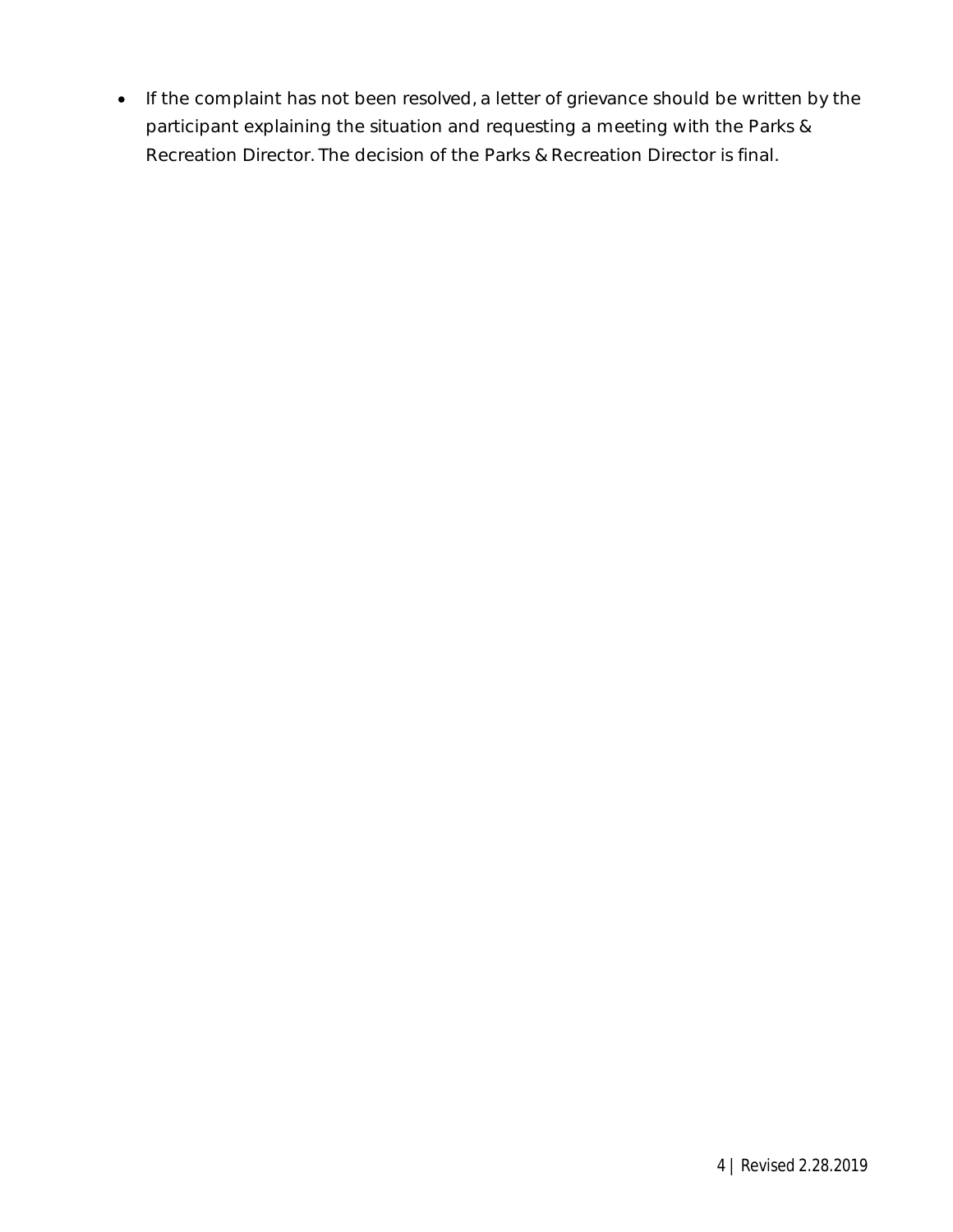- If the complaint has not been resolved, a letter of grievance should be written by the participant explaining the situation and requesting a meeting with the Parks & Recreation Director. The decision of the Parks & Recreation Director is final.